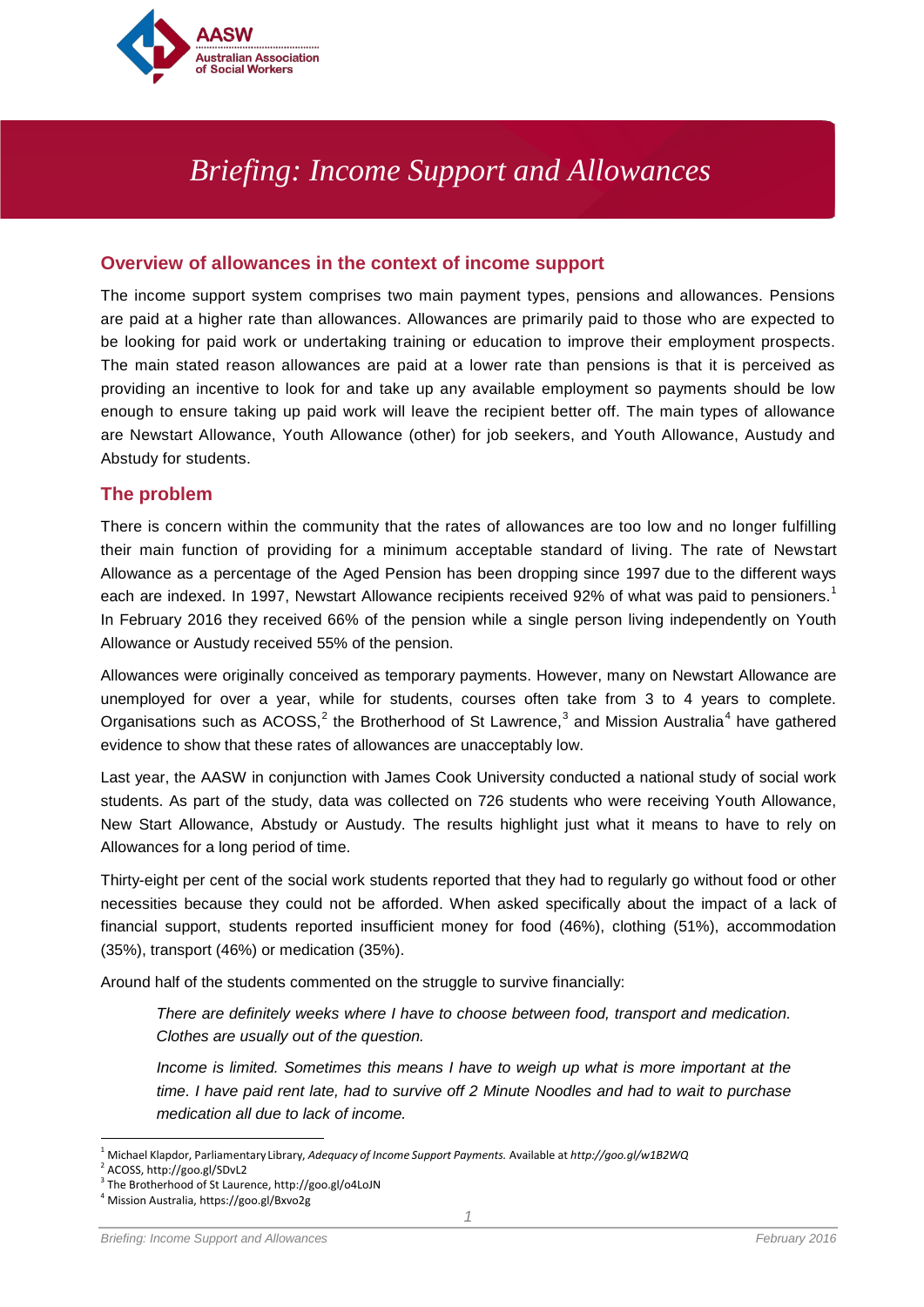# Briefing: Income Support and Allowances

## Overview of allowances in the context of income support

The income support system comprises two main payment types, pensions and allowances. Pensions are paid at a higher rate than allowances. Allowances are primarily paid to those who are expected to be looking for paid work or undertaking training or education to improve their employment prospects. The main stated reason allowances are paid at a lower rate than pensions is that it is perceived as providing an incentive to look for and take up any available employment so payments should be low enough to ensure taking up paid work will leave the recipient better off. The main types of allowance are Newstart Allowance, Youth Allowance (other) for job seekers, and Youth Allowance, Austudy and Abstudy for students.

## The problem

There is concern within the community that the rates of allowances are too low and no longer fulfilling their main function of providing for a minimum acceptable standard of living. The rate of Newstart Allowance as a percentage of the Aged Pension has been dropping since 1997 due to the different ways each are indexed. In 1997, Newstart Allowance recipients received 92% of what was paid to pensioners.[1] In February 2016 they received 66% of the pension while a single person living independently on Youth Allowance or Austudy received 55% of the pension.

Allowances were originally conceived as temporary payments. However, many on Newstart Allowance are unemployed for over a year, while for students, courses often take from 3 to 4 years to complete. Organisations such as ACOSS,[2] the Brotherhood of St Lawrence,[3] and Mission Australia[4] have gathered evidence to show that these rates of allowances are unacceptably low.

Last year, the AASW in conjunction with James Cook University conducted a national study of social work students. As part of the study, data was collected on 726 students who were receiving Youth Allowance, New Start Allowance, Abstudy or Austudy. The results highlight just what it means to have to rely on Allowances for a long period of time.

Thirty-eight per cent of the social work students reported that they had to regularly go without food or other necessities because they could not be afforded. When asked specifically about the impact of a lack of financial support, students reported insufficient money for food (46%), clothing (51%), accommodation (35%), transport (46%) or medication (35%).

Around half of the students commented on the struggle to survive financially:

> *There are definitely weeks where I have to choose between food, transport and medication. Clothes are usually out of the question.*
>
> *Income is limited. Sometimes this means I have to weigh up what is more important at the time. I have paid rent late, had to survive off 2 Minute Noodles and had to wait to purchase medication all due to lack of income.*

---

[1] Michael Klapdor, Parliamentary Library, *Adequacy of Income Support Payments.* Available at *http://goo.gl/w1B2WQ*
[2] ACOSS, http://goo.gl/SDvL2
[3] The Brotherhood of St Laurence, http://goo.gl/o4LoJN
[4] Mission Australia, https://goo.gl/Bxvo2g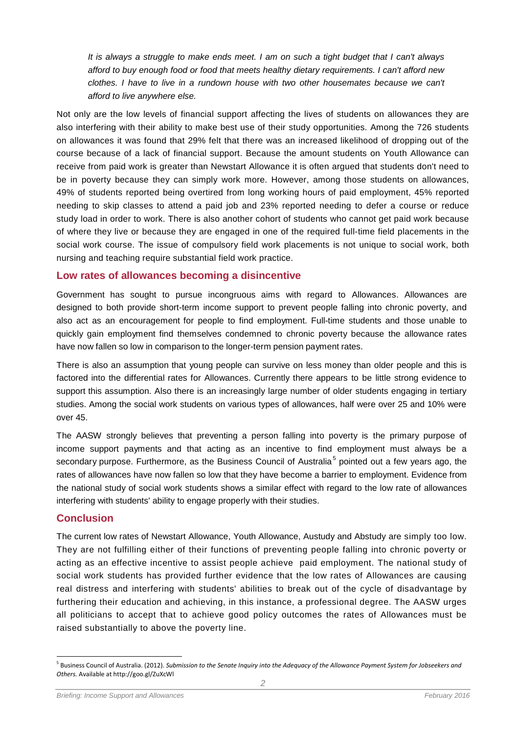*It is always a struggle to make ends meet. I am on such a tight budget that I can't always afford to buy enough food or food that meets healthy dietary requirements. I can't afford new clothes. I have to live in a rundown house with two other housemates because we can't afford to live anywhere else.*

Not only are the low levels of financial support affecting the lives of students on allowances they are also interfering with their ability to make best use of their study opportunities. Among the 726 students on allowances it was found that 29% felt that there was an increased likelihood of dropping out of the course because of a lack of financial support. Because the amount students on Youth Allowance can receive from paid work is greater than Newstart Allowance it is often argued that students don't need to be in poverty because they can simply work more. However, among those students on allowances, 49% of students reported being overtired from long working hours of paid employment, 45% reported needing to skip classes to attend a paid job and 23% reported needing to defer a course or reduce study load in order to work. There is also another cohort of students who cannot get paid work because of where they live or because they are engaged in one of the required full-time field placements in the social work course. The issue of compulsory field work placements is not unique to social work, both nursing and teaching require substantial field work practice.

## Low rates of allowances becoming a disincentive

Government has sought to pursue incongruous aims with regard to Allowances. Allowances are designed to both provide short-term income support to prevent people falling into chronic poverty, and also act as an encouragement for people to find employment. Full-time students and those unable to quickly gain employment find themselves condemned to chronic poverty because the allowance rates have now fallen so low in comparison to the longer-term pension payment rates.

There is also an assumption that young people can survive on less money than older people and this is factored into the differential rates for Allowances. Currently there appears to be little strong evidence to support this assumption. Also there is an increasingly large number of older students engaging in tertiary studies. Among the social work students on various types of allowances, half were over 25 and 10% were over 45.

The AASW strongly believes that preventing a person falling into poverty is the primary purpose of income support payments and that acting as an incentive to find employment must always be a secondary purpose. Furthermore, as the Business Council of Australia[5] pointed out a few years ago, the rates of allowances have now fallen so low that they have become a barrier to employment. Evidence from the national study of social work students shows a similar effect with regard to the low rate of allowances interfering with students' ability to engage properly with their studies.

## Conclusion

The current low rates of Newstart Allowance, Youth Allowance, Austudy and Abstudy are simply too low. They are not fulfilling either of their functions of preventing people falling into chronic poverty or acting as an effective incentive to assist people achieve paid employment. The national study of social work students has provided further evidence that the low rates of Allowances are causing real distress and interfering with students' abilities to break out of the cycle of disadvantage by furthering their education and achieving, in this instance, a professional degree. The AASW urges all politicians to accept that to achieve good policy outcomes the rates of Allowances must be raised substantially to above the poverty line.

[5] Business Council of Australia. (2012). *Submission to the Senate Inquiry into the Adequacy of the Allowance Payment System for Jobseekers and Others.* Available at http://goo.gl/ZuXcWl